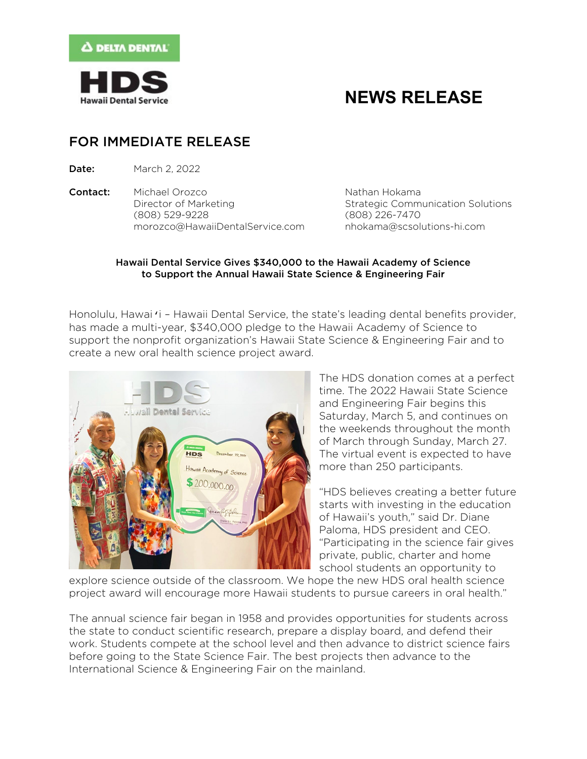DELTA DENTAL

HDS
Hawaii Dental Service

# NEWS RELEASE

## FOR IMMEDIATE RELEASE

**Date:** March 2, 2022

**Contact:**

Michael Orozco
Director of Marketing
(808) 529-9228
morozco@HawaiiDentalService.com

Nathan Hokama
Strategic Communication Solutions
(808) 226-7470
nhokama@scsolutions-hi.com

**Hawaii Dental Service Gives $340,000 to the Hawaii Academy of Science to Support the Annual Hawaii State Science & Engineering Fair**

Honolulu, Hawaiʻi – Hawaii Dental Service, the state's leading dental benefits provider, has made a multi-year, $340,000 pledge to the Hawaii Academy of Science to support the nonprofit organization's Hawaii State Science & Engineering Fair and to create a new oral health science project award.

The HDS donation comes at a perfect time. The 2022 Hawaii State Science and Engineering Fair begins this Saturday, March 5, and continues on the weekends throughout the month of March through Sunday, March 27. The virtual event is expected to have more than 250 participants.

"HDS believes creating a better future starts with investing in the education of Hawaii's youth," said Dr. Diane Paloma, HDS president and CEO. "Participating in the science fair gives private, public, charter and home school students an opportunity to explore science outside of the classroom. We hope the new HDS oral health science project award will encourage more Hawaii students to pursue careers in oral health."

The annual science fair began in 1958 and provides opportunities for students across the state to conduct scientific research, prepare a display board, and defend their work. Students compete at the school level and then advance to district science fairs before going to the State Science Fair. The best projects then advance to the International Science & Engineering Fair on the mainland.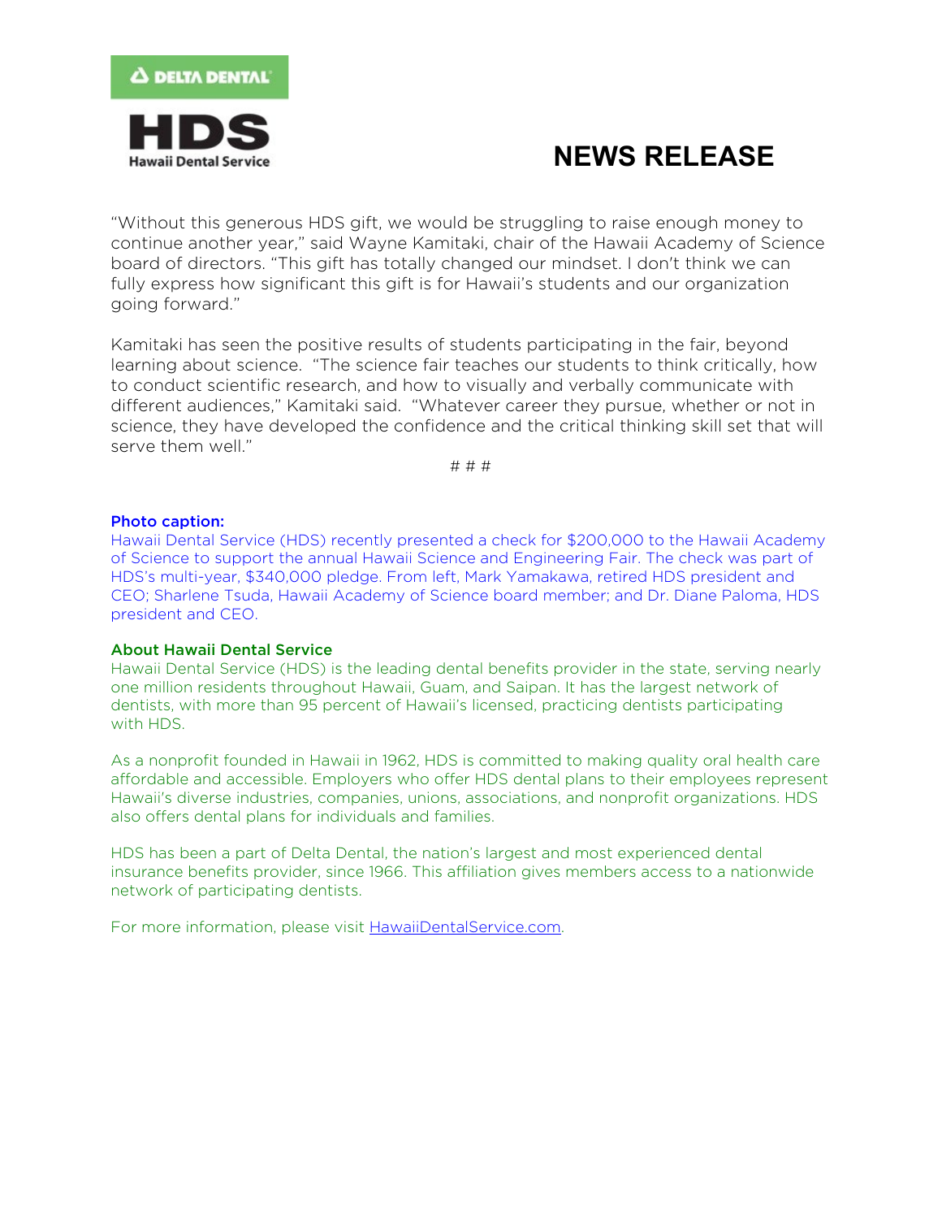# NEWS RELEASE

"Without this generous HDS gift, we would be struggling to raise enough money to continue another year," said Wayne Kamitaki, chair of the Hawaii Academy of Science board of directors. "This gift has totally changed our mindset. I don't think we can fully express how significant this gift is for Hawaii's students and our organization going forward."

Kamitaki has seen the positive results of students participating in the fair, beyond learning about science. "The science fair teaches our students to think critically, how to conduct scientific research, and how to visually and verbally communicate with different audiences," Kamitaki said. "Whatever career they pursue, whether or not in science, they have developed the confidence and the critical thinking skill set that will serve them well."

# # #

**Photo caption:**
Hawaii Dental Service (HDS) recently presented a check for $200,000 to the Hawaii Academy of Science to support the annual Hawaii Science and Engineering Fair. The check was part of HDS's multi-year, $340,000 pledge. From left, Mark Yamakawa, retired HDS president and CEO; Sharlene Tsuda, Hawaii Academy of Science board member; and Dr. Diane Paloma, HDS president and CEO.

**About Hawaii Dental Service**
Hawaii Dental Service (HDS) is the leading dental benefits provider in the state, serving nearly one million residents throughout Hawaii, Guam, and Saipan. It has the largest network of dentists, with more than 95 percent of Hawaii's licensed, practicing dentists participating with HDS.

As a nonprofit founded in Hawaii in 1962, HDS is committed to making quality oral health care affordable and accessible. Employers who offer HDS dental plans to their employees represent Hawaii's diverse industries, companies, unions, associations, and nonprofit organizations. HDS also offers dental plans for individuals and families.

HDS has been a part of Delta Dental, the nation's largest and most experienced dental insurance benefits provider, since 1966. This affiliation gives members access to a nationwide network of participating dentists.

For more information, please visit [HawaiiDentalService.com](HawaiiDentalService.com).